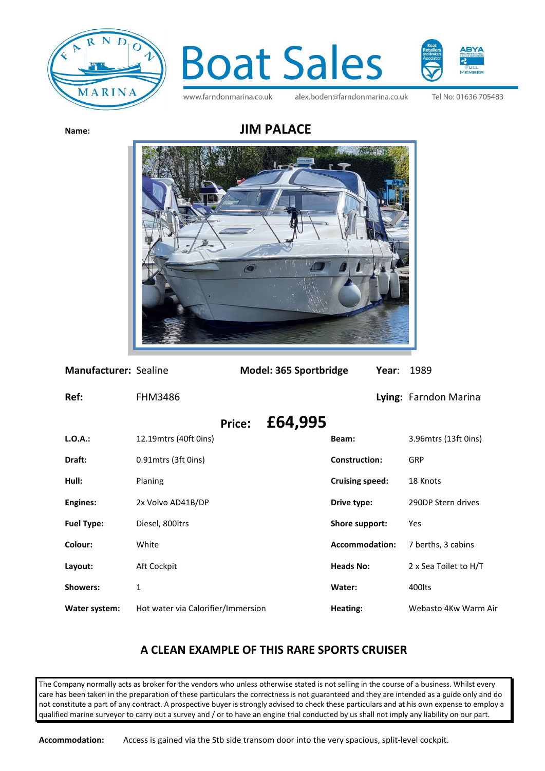# Boat Sales

www.farndonmarina.co.uk alex.boden@farndonmarina.co.uk Tel No: 01636 705483

**Name:** **JIM PALACE**

**Manufacturer:** Sealine **Model: 365 Sportbridge** **Year:** 1989

**Ref:** FHM3486 **Lying:** Farndon Marina

## Price: £64,995

| | | | |
|---|---|---|---|
| **L.O.A.:** | 12.19mtrs (40ft 0ins) | **Beam:** | 3.96mtrs (13ft 0ins) |
| **Draft:** | 0.91mtrs (3ft 0ins) | **Construction:** | GRP |
| **Hull:** | Planing | **Cruising speed:** | 18 Knots |
| **Engines:** | 2x Volvo AD41B/DP | **Drive type:** | 290DP Stern drives |
| **Fuel Type:** | Diesel, 800ltrs | **Shore support:** | Yes |
| **Colour:** | White | **Accommodation:** | 7 berths, 3 cabins |
| **Layout:** | Aft Cockpit | **Heads No:** | 2 x Sea Toilet to H/T |
| **Showers:** | 1 | **Water:** | 400lts |
| **Water system:** | Hot water via Calorifier/Immersion | **Heating:** | Webasto 4Kw Warm Air |

## A CLEAN EXAMPLE OF THIS RARE SPORTS CRUISER

The Company normally acts as broker for the vendors who unless otherwise stated is not selling in the course of a business. Whilst every care has been taken in the preparation of these particulars the correctness is not guaranteed and they are intended as a guide only and do not constitute a part of any contract. A prospective buyer is strongly advised to check these particulars and at his own expense to employ a qualified marine surveyor to carry out a survey and / or to have an engine trial conducted by us shall not imply any liability on our part.

**Accommodation:** Access is gained via the Stb side transom door into the very spacious, split-level cockpit.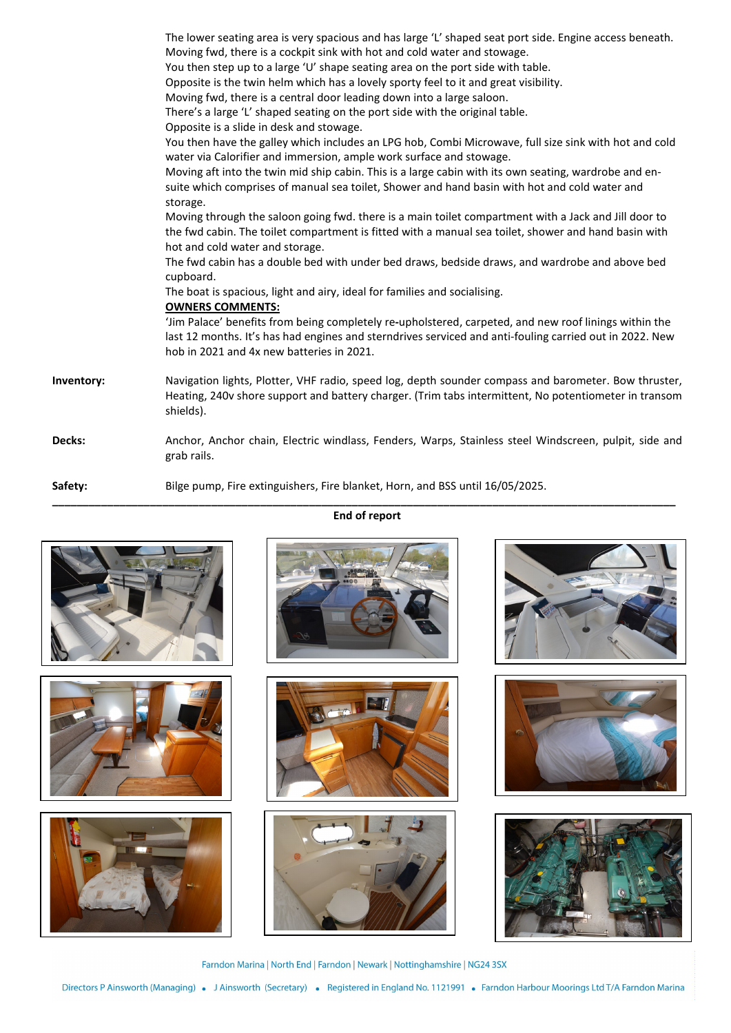The lower seating area is very spacious and has large 'L' shaped seat port side. Engine access beneath.
Moving fwd, there is a cockpit sink with hot and cold water and stowage.
You then step up to a large 'U' shape seating area on the port side with table.
Opposite is the twin helm which has a lovely sporty feel to it and great visibility.
Moving fwd, there is a central door leading down into a large saloon.
There's a large 'L' shaped seating on the port side with the original table.
Opposite is a slide in desk and stowage.
You then have the galley which includes an LPG hob, Combi Microwave, full size sink with hot and cold water via Calorifier and immersion, ample work surface and stowage.
Moving aft into the twin mid ship cabin. This is a large cabin with its own seating, wardrobe and en-suite which comprises of manual sea toilet, Shower and hand basin with hot and cold water and storage.
Moving through the saloon going fwd. there is a main toilet compartment with a Jack and Jill door to the fwd cabin. The toilet compartment is fitted with a manual sea toilet, shower and hand basin with hot and cold water and storage.
The fwd cabin has a double bed with under bed draws, bedside draws, and wardrobe and above bed cupboard.
The boat is spacious, light and airy, ideal for families and socialising.

**OWNERS COMMENTS:**

'Jim Palace' benefits from being completely re-upholstered, carpeted, and new roof linings within the last 12 months. It's has had engines and sterndrives serviced and anti-fouling carried out in 2022. New hob in 2021 and 4x new batteries in 2021.

**Inventory:** Navigation lights, Plotter, VHF radio, speed log, depth sounder compass and barometer. Bow thruster, Heating, 240v shore support and battery charger. (Trim tabs intermittent, No potentiometer in transom shields).

**Decks:** Anchor, Anchor chain, Electric windlass, Fenders, Warps, Stainless steel Windscreen, pulpit, side and grab rails.

**Safety:** Bilge pump, Fire extinguishers, Fire blanket, Horn, and BSS until 16/05/2025.

---

**End of report**

Farndon Marina | North End | Farndon | Newark | Nottinghamshire | NG24 3SX

Directors P Ainsworth (Managing) • J Ainsworth (Secretary) • Registered in England No. 1121991 • Farndon Harbour Moorings Ltd T/A Farndon Marina